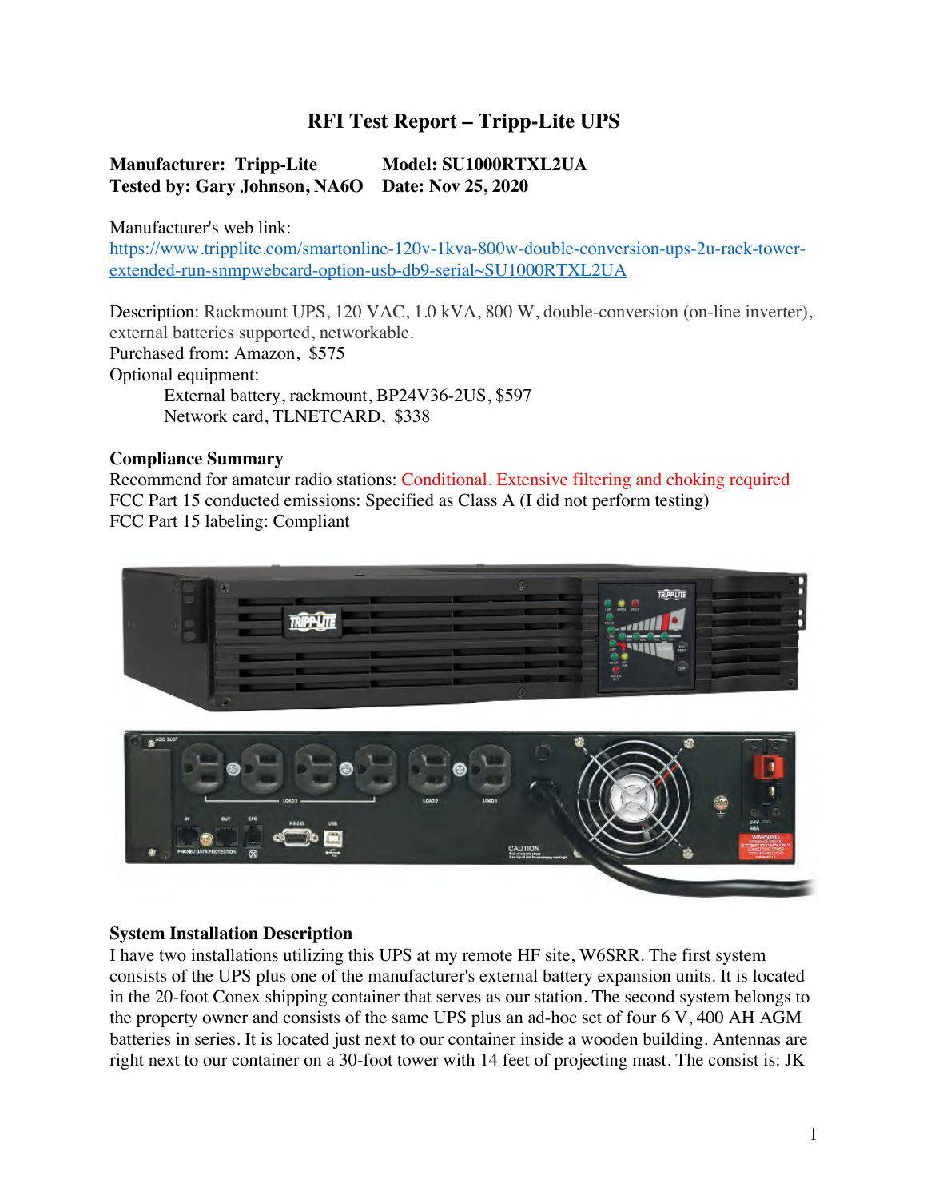# RFI Test Report – Tripp-Lite UPS

**Manufacturer: Tripp-Lite** **Model: SU1000RTXL2UA**
**Tested by: Gary Johnson, NA6O** **Date: Nov 25, 2020**

Manufacturer's web link:
https://www.tripplite.com/smartonline-120v-1kva-800w-double-conversion-ups-2u-rack-tower-extended-run-snmpwebcard-option-usb-db9-serial~SU1000RTXL2UA

Description: Rackmount UPS, 120 VAC, 1.0 kVA, 800 W, double-conversion (on-line inverter), external batteries supported, networkable.
Purchased from: Amazon, $575
Optional equipment:
 External battery, rackmount, BP24V36-2US, $597
 Network card, TLNETCARD, $338

## Compliance Summary

Recommend for amateur radio stations: Conditional. Extensive filtering and choking required
FCC Part 15 conducted emissions: Specified as Class A (I did not perform testing)
FCC Part 15 labeling: Compliant

## System Installation Description

I have two installations utilizing this UPS at my remote HF site, W6SRR. The first system consists of the UPS plus one of the manufacturer's external battery expansion units. It is located in the 20-foot Conex shipping container that serves as our station. The second system belongs to the property owner and consists of the same UPS plus an ad-hoc set of four 6 V, 400 AH AGM batteries in series. It is located just next to our container inside a wooden building. Antennas are right next to our container on a 30-foot tower with 14 feet of projecting mast. The consist is: JK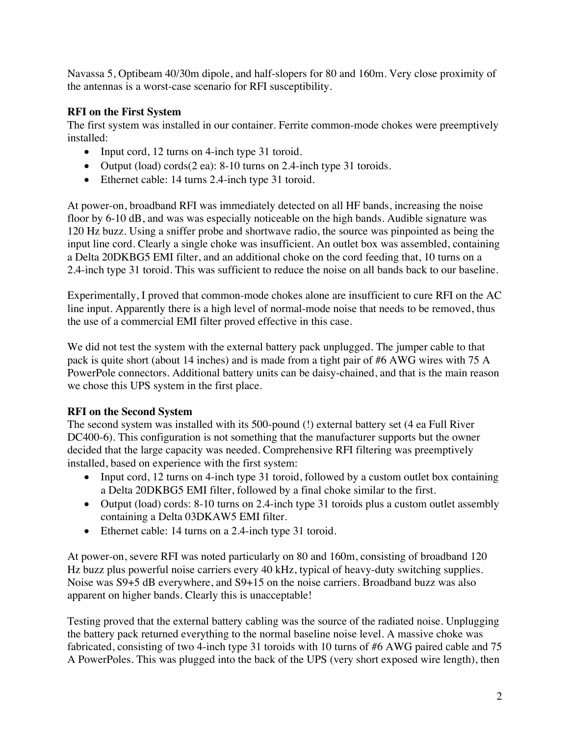Navassa 5, Optibeam 40/30m dipole, and half-slopers for 80 and 160m. Very close proximity of the antennas is a worst-case scenario for RFI susceptibility.

**RFI on the First System**

The first system was installed in our container. Ferrite common-mode chokes were preemptively installed:

- Input cord, 12 turns on 4-inch type 31 toroid.
- Output (load) cords(2 ea): 8-10 turns on 2.4-inch type 31 toroids.
- Ethernet cable: 14 turns 2.4-inch type 31 toroid.

At power-on, broadband RFI was immediately detected on all HF bands, increasing the noise floor by 6-10 dB, and was was especially noticeable on the high bands. Audible signature was 120 Hz buzz. Using a sniffer probe and shortwave radio, the source was pinpointed as being the input line cord. Clearly a single choke was insufficient. An outlet box was assembled, containing a Delta 20DKBG5 EMI filter, and an additional choke on the cord feeding that, 10 turns on a 2.4-inch type 31 toroid. This was sufficient to reduce the noise on all bands back to our baseline.

Experimentally, I proved that common-mode chokes alone are insufficient to cure RFI on the AC line input. Apparently there is a high level of normal-mode noise that needs to be removed, thus the use of a commercial EMI filter proved effective in this case.

We did not test the system with the external battery pack unplugged. The jumper cable to that pack is quite short (about 14 inches) and is made from a tight pair of #6 AWG wires with 75 A PowerPole connectors. Additional battery units can be daisy-chained, and that is the main reason we chose this UPS system in the first place.

**RFI on the Second System**

The second system was installed with its 500-pound (!) external battery set (4 ea Full River DC400-6). This configuration is not something that the manufacturer supports but the owner decided that the large capacity was needed. Comprehensive RFI filtering was preemptively installed, based on experience with the first system:

- Input cord, 12 turns on 4-inch type 31 toroid, followed by a custom outlet box containing a Delta 20DKBG5 EMI filter, followed by a final choke similar to the first.
- Output (load) cords: 8-10 turns on 2.4-inch type 31 toroids plus a custom outlet assembly containing a Delta 03DKAW5 EMI filter.
- Ethernet cable: 14 turns on a 2.4-inch type 31 toroid.

At power-on, severe RFI was noted particularly on 80 and 160m, consisting of broadband 120 Hz buzz plus powerful noise carriers every 40 kHz, typical of heavy-duty switching supplies. Noise was S9+5 dB everywhere, and S9+15 on the noise carriers. Broadband buzz was also apparent on higher bands. Clearly this is unacceptable!

Testing proved that the external battery cabling was the source of the radiated noise. Unplugging the battery pack returned everything to the normal baseline noise level. A massive choke was fabricated, consisting of two 4-inch type 31 toroids with 10 turns of #6 AWG paired cable and 75 A PowerPoles. This was plugged into the back of the UPS (very short exposed wire length), then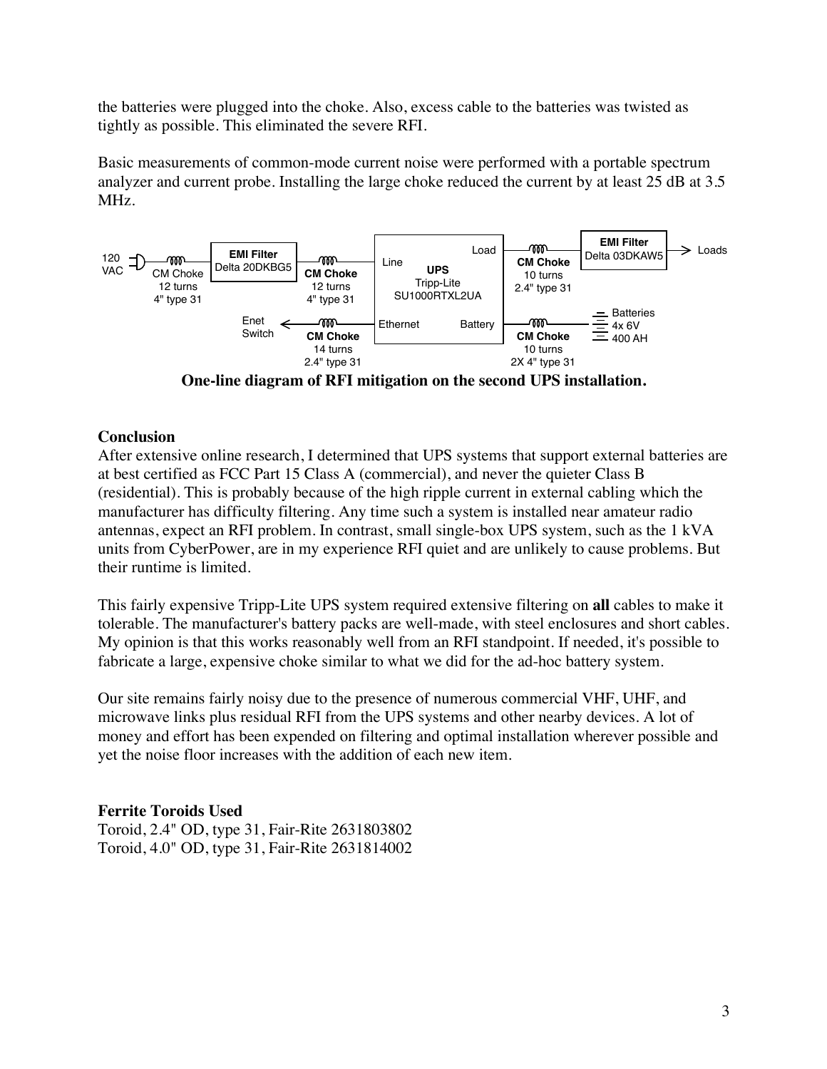the batteries were plugged into the choke. Also, excess cable to the batteries was twisted as tightly as possible. This eliminated the severe RFI.

Basic measurements of common-mode current noise were performed with a portable spectrum analyzer and current probe. Installing the large choke reduced the current by at least 25 dB at 3.5 MHz.

**One-line diagram of RFI mitigation on the second UPS installation.**

**Conclusion**

After extensive online research, I determined that UPS systems that support external batteries are at best certified as FCC Part 15 Class A (commercial), and never the quieter Class B (residential). This is probably because of the high ripple current in external cabling which the manufacturer has difficulty filtering. Any time such a system is installed near amateur radio antennas, expect an RFI problem. In contrast, small single-box UPS system, such as the 1 kVA units from CyberPower, are in my experience RFI quiet and are unlikely to cause problems. But their runtime is limited.

This fairly expensive Tripp-Lite UPS system required extensive filtering on **all** cables to make it tolerable. The manufacturer's battery packs are well-made, with steel enclosures and short cables. My opinion is that this works reasonably well from an RFI standpoint. If needed, it's possible to fabricate a large, expensive choke similar to what we did for the ad-hoc battery system.

Our site remains fairly noisy due to the presence of numerous commercial VHF, UHF, and microwave links plus residual RFI from the UPS systems and other nearby devices. A lot of money and effort has been expended on filtering and optimal installation wherever possible and yet the noise floor increases with the addition of each new item.

**Ferrite Toroids Used**

Toroid, 2.4" OD, type 31, Fair-Rite 2631803802
Toroid, 4.0" OD, type 31, Fair-Rite 2631814002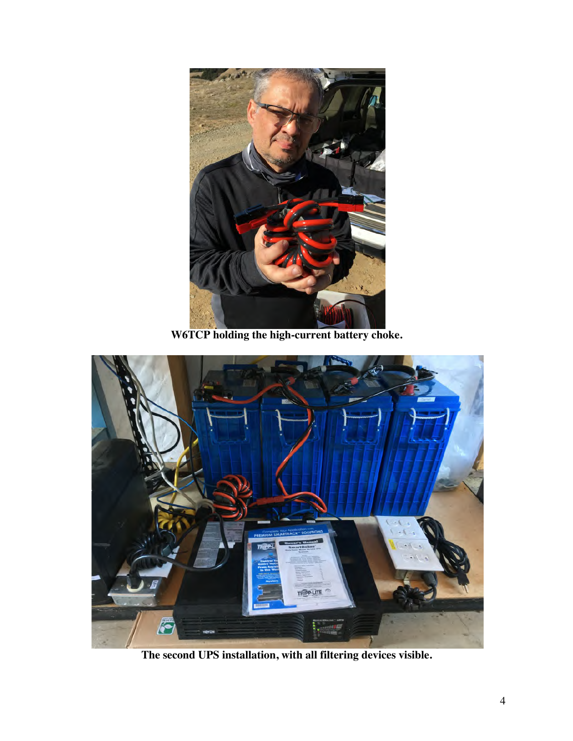W6TCP holding the high-current battery choke.

The second UPS installation, with all filtering devices visible.